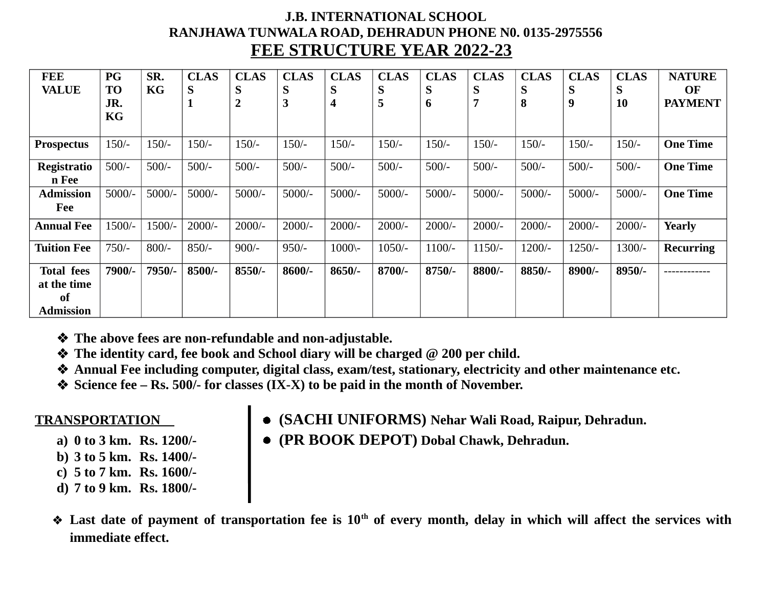# J.B. INTERNATIONAL SCHOOL

## RANJHAWA TUNWALA ROAD, DEHRADUN PHONE N0. 0135-2975556

## FEE STRUCTURE YEAR 2022-23

| FEE VALUE | PG TO JR. KG | SR. KG | CLASS 1 | CLASS 2 | CLASS 3 | CLASS 4 | CLASS 5 | CLASS 6 | CLASS 7 | CLASS 8 | CLASS 9 | CLASS 10 | NATURE OF PAYMENT |
|---|---|---|---|---|---|---|---|---|---|---|---|---|---|
| **Prospectus** | 150/- | 150/- | 150/- | 150/- | 150/- | 150/- | 150/- | 150/- | 150/- | 150/- | 150/- | 150/- | **One Time** |
| **Registration Fee** | 500/- | 500/- | 500/- | 500/- | 500/- | 500/- | 500/- | 500/- | 500/- | 500/- | 500/- | 500/- | **One Time** |
| **Admission Fee** | 5000/- | 5000/- | 5000/- | 5000/- | 5000/- | 5000/- | 5000/- | 5000/- | 5000/- | 5000/- | 5000/- | 5000/- | **One Time** |
| **Annual Fee** | 1500/- | 1500/- | 2000/- | 2000/- | 2000/- | 2000/- | 2000/- | 2000/- | 2000/- | 2000/- | 2000/- | 2000/- | **Yearly** |
| **Tuition Fee** | 750/- | 800/- | 850/- | 900/- | 950/- | 1000\- | 1050/- | 1100/- | 1150/- | 1200/- | 1250/- | 1300/- | **Recurring** |
| **Total fees at the time of Admission** | **7900/-** | **7950/-** | **8500/-** | **8550/-** | **8600/-** | **8650/-** | **8700/-** | **8750/-** | **8800/-** | **8850/-** | **8900/-** | **8950/-** | ------------ |

- **The above fees are non-refundable and non-adjustable.**
- **The identity card, fee book and School diary will be charged @ 200 per child.**
- **Annual Fee including computer, digital class, exam/test, stationary, electricity and other maintenance etc.**
- **Science fee – Rs. 500/- for classes (IX-X) to be paid in the month of November.**

**TRANSPORTATION**

a) **0 to 3 km. Rs. 1200/-**
b) **3 to 5 km. Rs. 1400/-**
c) **5 to 7 km. Rs. 1600/-**
d) **7 to 9 km. Rs. 1800/-**

- **(SACHI UNIFORMS) Nehar Wali Road, Raipur, Dehradun.**
- **(PR BOOK DEPOT) Dobal Chawk, Dehradun.**

- **Last date of payment of transportation fee is 10th of every month, delay in which will affect the services with immediate effect.**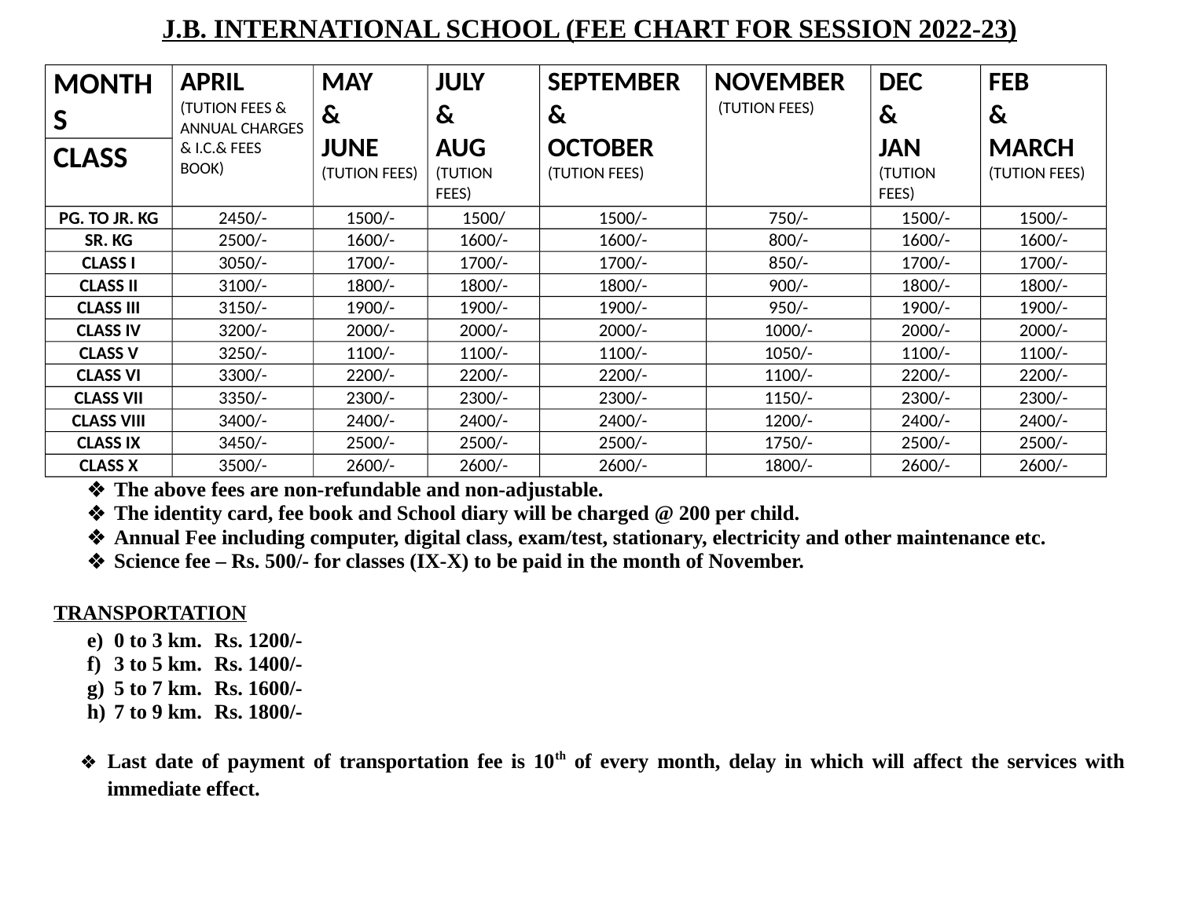# J.B. INTERNATIONAL SCHOOL (FEE CHART FOR SESSION 2022-23)

| MONTHS / CLASS | APRIL (TUTION FEES & ANNUAL CHARGES & I.C.& FEES BOOK) | MAY & JUNE (TUTION FEES) | JULY & AUG (TUTION FEES) | SEPTEMBER & OCTOBER (TUTION FEES) | NOVEMBER (TUTION FEES) | DEC & JAN (TUTION FEES) | FEB & MARCH (TUTION FEES) |
|---|---|---|---|---|---|---|---|
| PG. TO JR. KG | 2450/- | 1500/- | 1500/ | 1500/- | 750/- | 1500/- | 1500/- |
| SR. KG | 2500/- | 1600/- | 1600/- | 1600/- | 800/- | 1600/- | 1600/- |
| CLASS I | 3050/- | 1700/- | 1700/- | 1700/- | 850/- | 1700/- | 1700/- |
| CLASS II | 3100/- | 1800/- | 1800/- | 1800/- | 900/- | 1800/- | 1800/- |
| CLASS III | 3150/- | 1900/- | 1900/- | 1900/- | 950/- | 1900/- | 1900/- |
| CLASS IV | 3200/- | 2000/- | 2000/- | 2000/- | 1000/- | 2000/- | 2000/- |
| CLASS V | 3250/- | 1100/- | 1100/- | 1100/- | 1050/- | 1100/- | 1100/- |
| CLASS VI | 3300/- | 2200/- | 2200/- | 2200/- | 1100/- | 2200/- | 2200/- |
| CLASS VII | 3350/- | 2300/- | 2300/- | 2300/- | 1150/- | 2300/- | 2300/- |
| CLASS VIII | 3400/- | 2400/- | 2400/- | 2400/- | 1200/- | 2400/- | 2400/- |
| CLASS IX | 3450/- | 2500/- | 2500/- | 2500/- | 1750/- | 2500/- | 2500/- |
| CLASS X | 3500/- | 2600/- | 2600/- | 2600/- | 1800/- | 2600/- | 2600/- |

- **The above fees are non-refundable and non-adjustable.**
- **The identity card, fee book and School diary will be charged @ 200 per child.**
- **Annual Fee including computer, digital class, exam/test, stationary, electricity and other maintenance etc.**
- **Science fee – Rs. 500/- for classes (IX-X) to be paid in the month of November.**

**TRANSPORTATION**

e) **0 to 3 km. Rs. 1200/-**
f) **3 to 5 km. Rs. 1400/-**
g) **5 to 7 km. Rs. 1600/-**
h) **7 to 9 km. Rs. 1800/-**

- **Last date of payment of transportation fee is 10th of every month, delay in which will affect the services with immediate effect.**